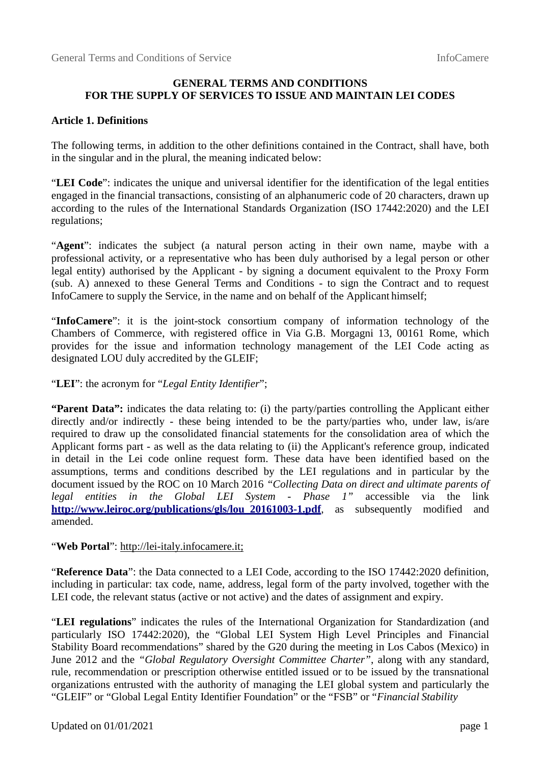**GENERAL TERMS AND CONDITIONS**
**FOR THE SUPPLY OF SERVICES TO ISSUE AND MAINTAIN LEI CODES**

**Article 1. Definitions**

The following terms, in addition to the other definitions contained in the Contract, shall have, both in the singular and in the plural, the meaning indicated below:

"**LEI Code**": indicates the unique and universal identifier for the identification of the legal entities engaged in the financial transactions, consisting of an alphanumeric code of 20 characters, drawn up according to the rules of the International Standards Organization (ISO 17442:2020) and the LEI regulations;

"**Agent**": indicates the subject (a natural person acting in their own name, maybe with a professional activity, or a representative who has been duly authorised by a legal person or other legal entity) authorised by the Applicant - by signing a document equivalent to the Proxy Form (sub. A) annexed to these General Terms and Conditions - to sign the Contract and to request InfoCamere to supply the Service, in the name and on behalf of the Applicant himself;

"**InfoCamere**": it is the joint-stock consortium company of information technology of the Chambers of Commerce, with registered office in Via G.B. Morgagni 13, 00161 Rome, which provides for the issue and information technology management of the LEI Code acting as designated LOU duly accredited by the GLEIF;

"**LEI**": the acronym for "*Legal Entity Identifier*";

**"Parent Data":** indicates the data relating to: (i) the party/parties controlling the Applicant either directly and/or indirectly - these being intended to be the party/parties who, under law, is/are required to draw up the consolidated financial statements for the consolidation area of which the Applicant forms part - as well as the data relating to (ii) the Applicant's reference group, indicated in detail in the Lei code online request form. These data have been identified based on the assumptions, terms and conditions described by the LEI regulations and in particular by the document issued by the ROC on 10 March 2016 *"Collecting Data on direct and ultimate parents of legal entities in the Global LEI System - Phase 1"* accessible via the link **http://www.leiroc.org/publications/gls/lou_20161003-1.pdf**, as subsequently modified and amended.

"**Web Portal**": http://lei-italy.infocamere.it;

"**Reference Data**": the Data connected to a LEI Code, according to the ISO 17442:2020 definition, including in particular: tax code, name, address, legal form of the party involved, together with the LEI code, the relevant status (active or not active) and the dates of assignment and expiry.

"**LEI regulations**" indicates the rules of the International Organization for Standardization (and particularly ISO 17442:2020), the "Global LEI System High Level Principles and Financial Stability Board recommendations" shared by the G20 during the meeting in Los Cabos (Mexico) in June 2012 and the *"Global Regulatory Oversight Committee Charter"*, along with any standard, rule, recommendation or prescription otherwise entitled issued or to be issued by the transnational organizations entrusted with the authority of managing the LEI global system and particularly the "GLEIF" or "Global Legal Entity Identifier Foundation" or the "FSB" or "*Financial Stability*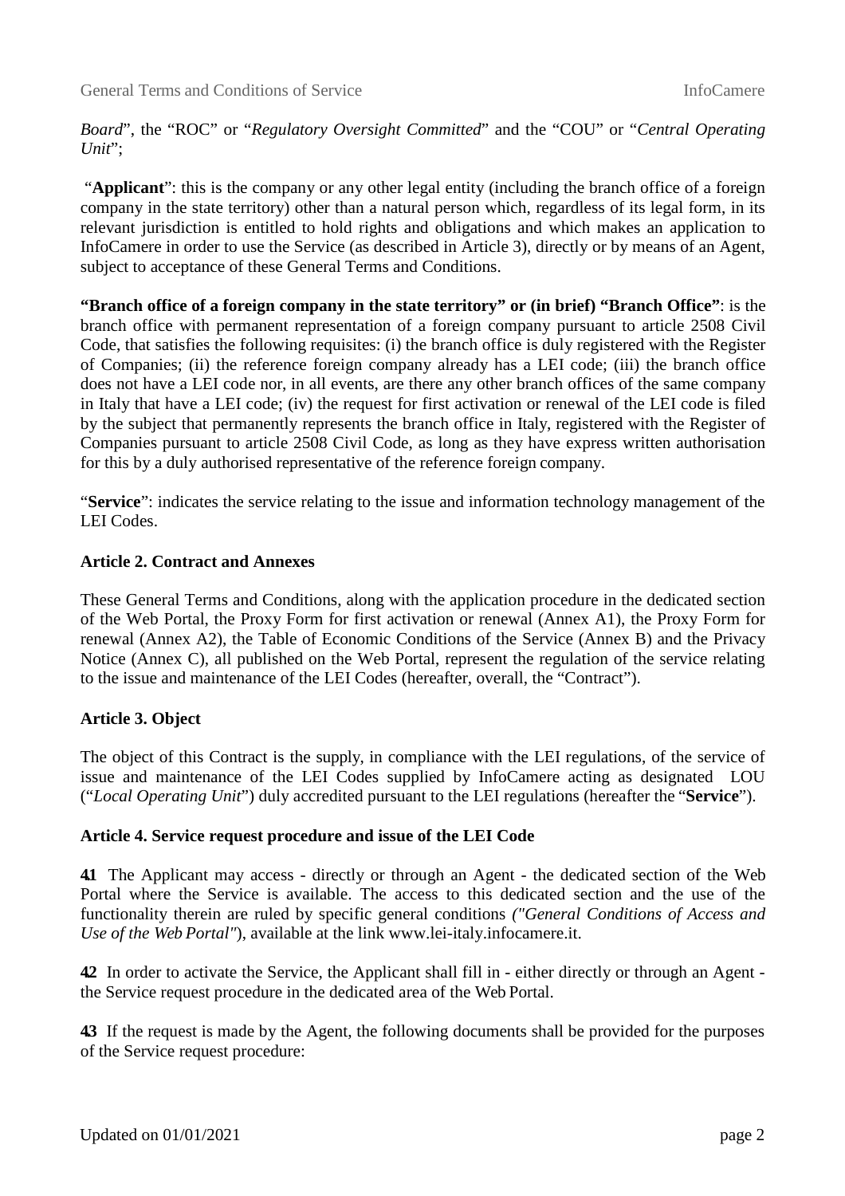*Board*", the "ROC" or "*Regulatory Oversight Committed*" and the "COU" or "*Central Operating Unit*";

"**Applicant**": this is the company or any other legal entity (including the branch office of a foreign company in the state territory) other than a natural person which, regardless of its legal form, in its relevant jurisdiction is entitled to hold rights and obligations and which makes an application to InfoCamere in order to use the Service (as described in Article 3), directly or by means of an Agent, subject to acceptance of these General Terms and Conditions.

**"Branch office of a foreign company in the state territory" or (in brief) "Branch Office"**: is the branch office with permanent representation of a foreign company pursuant to article 2508 Civil Code, that satisfies the following requisites: (i) the branch office is duly registered with the Register of Companies; (ii) the reference foreign company already has a LEI code; (iii) the branch office does not have a LEI code nor, in all events, are there any other branch offices of the same company in Italy that have a LEI code; (iv) the request for first activation or renewal of the LEI code is filed by the subject that permanently represents the branch office in Italy, registered with the Register of Companies pursuant to article 2508 Civil Code, as long as they have express written authorisation for this by a duly authorised representative of the reference foreign company.

"**Service**": indicates the service relating to the issue and information technology management of the LEI Codes.

### Article 2. Contract and Annexes

These General Terms and Conditions, along with the application procedure in the dedicated section of the Web Portal, the Proxy Form for first activation or renewal (Annex A1), the Proxy Form for renewal (Annex A2), the Table of Economic Conditions of the Service (Annex B) and the Privacy Notice (Annex C), all published on the Web Portal, represent the regulation of the service relating to the issue and maintenance of the LEI Codes (hereafter, overall, the "Contract").

### Article 3. Object

The object of this Contract is the supply, in compliance with the LEI regulations, of the service of issue and maintenance of the LEI Codes supplied by InfoCamere acting as designated LOU ("*Local Operating Unit*") duly accredited pursuant to the LEI regulations (hereafter the "**Service**").

### Article 4. Service request procedure and issue of the LEI Code

**4.1** The Applicant may access - directly or through an Agent - the dedicated section of the Web Portal where the Service is available. The access to this dedicated section and the use of the functionality therein are ruled by specific general conditions *("General Conditions of Access and Use of the Web Portal"*), available at the link www.lei-italy.infocamere.it.

**4.2** In order to activate the Service, the Applicant shall fill in - either directly or through an Agent - the Service request procedure in the dedicated area of the Web Portal.

**4.3** If the request is made by the Agent, the following documents shall be provided for the purposes of the Service request procedure: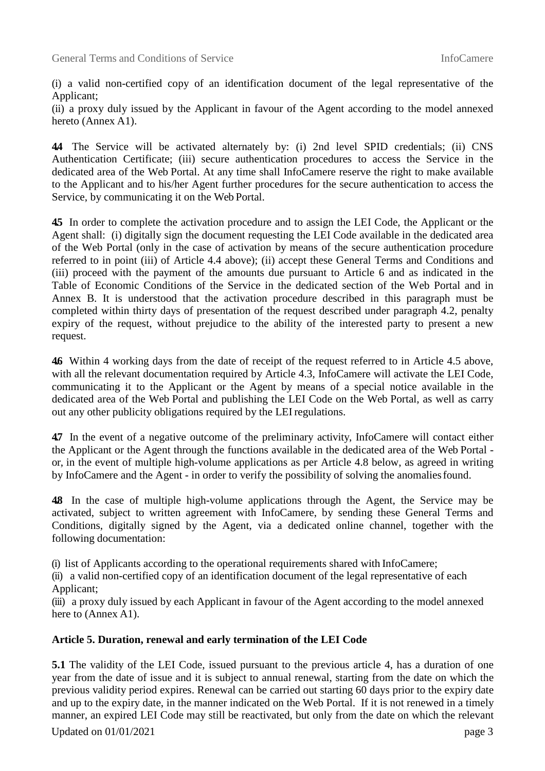(i) a valid non-certified copy of an identification document of the legal representative of the Applicant;

(ii) a proxy duly issued by the Applicant in favour of the Agent according to the model annexed hereto (Annex A1).

**4.4** The Service will be activated alternately by: (i) 2nd level SPID credentials; (ii) CNS Authentication Certificate; (iii) secure authentication procedures to access the Service in the dedicated area of the Web Portal. At any time shall InfoCamere reserve the right to make available to the Applicant and to his/her Agent further procedures for the secure authentication to access the Service, by communicating it on the Web Portal.

**4.5** In order to complete the activation procedure and to assign the LEI Code, the Applicant or the Agent shall: (i) digitally sign the document requesting the LEI Code available in the dedicated area of the Web Portal (only in the case of activation by means of the secure authentication procedure referred to in point (iii) of Article 4.4 above); (ii) accept these General Terms and Conditions and (iii) proceed with the payment of the amounts due pursuant to Article 6 and as indicated in the Table of Economic Conditions of the Service in the dedicated section of the Web Portal and in Annex B. It is understood that the activation procedure described in this paragraph must be completed within thirty days of presentation of the request described under paragraph 4.2, penalty expiry of the request, without prejudice to the ability of the interested party to present a new request.

**4.6** Within 4 working days from the date of receipt of the request referred to in Article 4.5 above, with all the relevant documentation required by Article 4.3, InfoCamere will activate the LEI Code, communicating it to the Applicant or the Agent by means of a special notice available in the dedicated area of the Web Portal and publishing the LEI Code on the Web Portal, as well as carry out any other publicity obligations required by the LEI regulations.

**4.7** In the event of a negative outcome of the preliminary activity, InfoCamere will contact either the Applicant or the Agent through the functions available in the dedicated area of the Web Portal - or, in the event of multiple high-volume applications as per Article 4.8 below, as agreed in writing by InfoCamere and the Agent - in order to verify the possibility of solving the anomalies found.

**4.8** In the case of multiple high-volume applications through the Agent, the Service may be activated, subject to written agreement with InfoCamere, by sending these General Terms and Conditions, digitally signed by the Agent, via a dedicated online channel, together with the following documentation:

(i) list of Applicants according to the operational requirements shared with InfoCamere;

(ii) a valid non-certified copy of an identification document of the legal representative of each Applicant;

(iii) a proxy duly issued by each Applicant in favour of the Agent according to the model annexed here to (Annex A1).

### Article 5. Duration, renewal and early termination of the LEI Code

**5.1** The validity of the LEI Code, issued pursuant to the previous article 4, has a duration of one year from the date of issue and it is subject to annual renewal, starting from the date on which the previous validity period expires. Renewal can be carried out starting 60 days prior to the expiry date and up to the expiry date, in the manner indicated on the Web Portal. If it is not renewed in a timely manner, an expired LEI Code may still be reactivated, but only from the date on which the relevant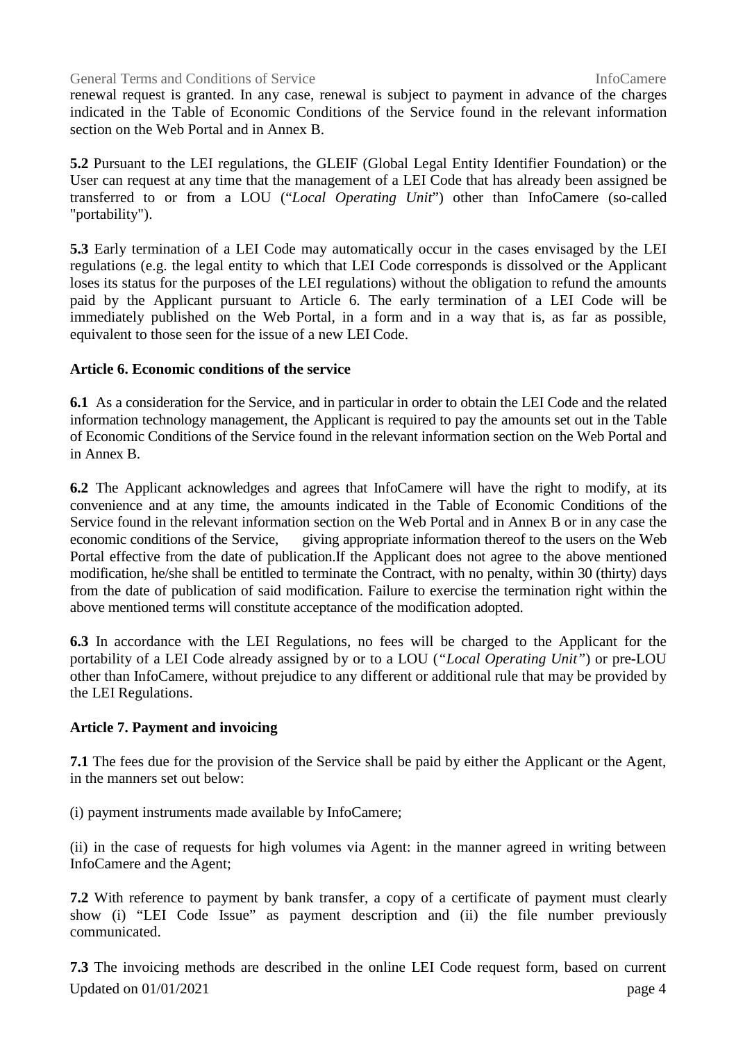renewal request is granted. In any case, renewal is subject to payment in advance of the charges indicated in the Table of Economic Conditions of the Service found in the relevant information section on the Web Portal and in Annex B.

**5.2** Pursuant to the LEI regulations, the GLEIF (Global Legal Entity Identifier Foundation) or the User can request at any time that the management of a LEI Code that has already been assigned be transferred to or from a LOU ("*Local Operating Unit*") other than InfoCamere (so-called "portability").

**5.3** Early termination of a LEI Code may automatically occur in the cases envisaged by the LEI regulations (e.g. the legal entity to which that LEI Code corresponds is dissolved or the Applicant loses its status for the purposes of the LEI regulations) without the obligation to refund the amounts paid by the Applicant pursuant to Article 6. The early termination of a LEI Code will be immediately published on the Web Portal, in a form and in a way that is, as far as possible, equivalent to those seen for the issue of a new LEI Code.

**Article 6. Economic conditions of the service**

**6.1** As a consideration for the Service, and in particular in order to obtain the LEI Code and the related information technology management, the Applicant is required to pay the amounts set out in the Table of Economic Conditions of the Service found in the relevant information section on the Web Portal and in Annex B.

**6.2** The Applicant acknowledges and agrees that InfoCamere will have the right to modify, at its convenience and at any time, the amounts indicated in the Table of Economic Conditions of the Service found in the relevant information section on the Web Portal and in Annex B or in any case the economic conditions of the Service, giving appropriate information thereof to the users on the Web Portal effective from the date of publication.If the Applicant does not agree to the above mentioned modification, he/she shall be entitled to terminate the Contract, with no penalty, within 30 (thirty) days from the date of publication of said modification. Failure to exercise the termination right within the above mentioned terms will constitute acceptance of the modification adopted.

**6.3** In accordance with the LEI Regulations, no fees will be charged to the Applicant for the portability of a LEI Code already assigned by or to a LOU (*"Local Operating Unit"*) or pre-LOU other than InfoCamere, without prejudice to any different or additional rule that may be provided by the LEI Regulations.

**Article 7. Payment and invoicing**

**7.1** The fees due for the provision of the Service shall be paid by either the Applicant or the Agent, in the manners set out below:

(i) payment instruments made available by InfoCamere;

(ii) in the case of requests for high volumes via Agent: in the manner agreed in writing between InfoCamere and the Agent;

**7.2** With reference to payment by bank transfer, a copy of a certificate of payment must clearly show (i) "LEI Code Issue" as payment description and (ii) the file number previously communicated.

**7.3** The invoicing methods are described in the online LEI Code request form, based on current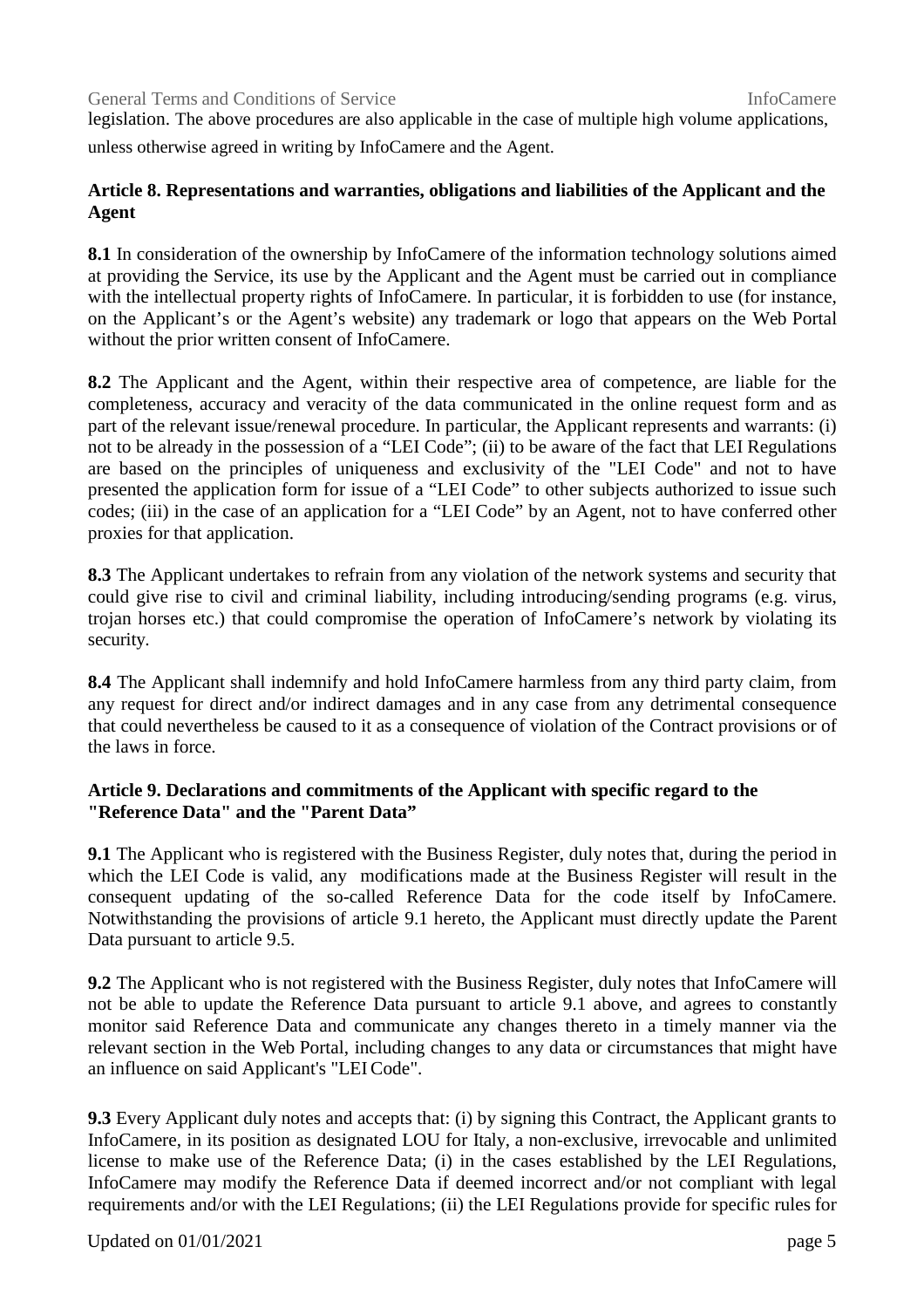legislation. The above procedures are also applicable in the case of multiple high volume applications, unless otherwise agreed in writing by InfoCamere and the Agent.

### Article 8. Representations and warranties, obligations and liabilities of the Applicant and the Agent

**8.1** In consideration of the ownership by InfoCamere of the information technology solutions aimed at providing the Service, its use by the Applicant and the Agent must be carried out in compliance with the intellectual property rights of InfoCamere. In particular, it is forbidden to use (for instance, on the Applicant's or the Agent's website) any trademark or logo that appears on the Web Portal without the prior written consent of InfoCamere.

**8.2** The Applicant and the Agent, within their respective area of competence, are liable for the completeness, accuracy and veracity of the data communicated in the online request form and as part of the relevant issue/renewal procedure. In particular, the Applicant represents and warrants: (i) not to be already in the possession of a "LEI Code"; (ii) to be aware of the fact that LEI Regulations are based on the principles of uniqueness and exclusivity of the "LEI Code" and not to have presented the application form for issue of a "LEI Code" to other subjects authorized to issue such codes; (iii) in the case of an application for a "LEI Code" by an Agent, not to have conferred other proxies for that application.

**8.3** The Applicant undertakes to refrain from any violation of the network systems and security that could give rise to civil and criminal liability, including introducing/sending programs (e.g. virus, trojan horses etc.) that could compromise the operation of InfoCamere's network by violating its security.

**8.4** The Applicant shall indemnify and hold InfoCamere harmless from any third party claim, from any request for direct and/or indirect damages and in any case from any detrimental consequence that could nevertheless be caused to it as a consequence of violation of the Contract provisions or of the laws in force.

### Article 9. Declarations and commitments of the Applicant with specific regard to the "Reference Data" and the "Parent Data"

**9.1** The Applicant who is registered with the Business Register, duly notes that, during the period in which the LEI Code is valid, any modifications made at the Business Register will result in the consequent updating of the so-called Reference Data for the code itself by InfoCamere. Notwithstanding the provisions of article 9.1 hereto, the Applicant must directly update the Parent Data pursuant to article 9.5.

**9.2** The Applicant who is not registered with the Business Register, duly notes that InfoCamere will not be able to update the Reference Data pursuant to article 9.1 above, and agrees to constantly monitor said Reference Data and communicate any changes thereto in a timely manner via the relevant section in the Web Portal, including changes to any data or circumstances that might have an influence on said Applicant's "LEI Code".

**9.3** Every Applicant duly notes and accepts that: (i) by signing this Contract, the Applicant grants to InfoCamere, in its position as designated LOU for Italy, a non-exclusive, irrevocable and unlimited license to make use of the Reference Data; (i) in the cases established by the LEI Regulations, InfoCamere may modify the Reference Data if deemed incorrect and/or not compliant with legal requirements and/or with the LEI Regulations; (ii) the LEI Regulations provide for specific rules for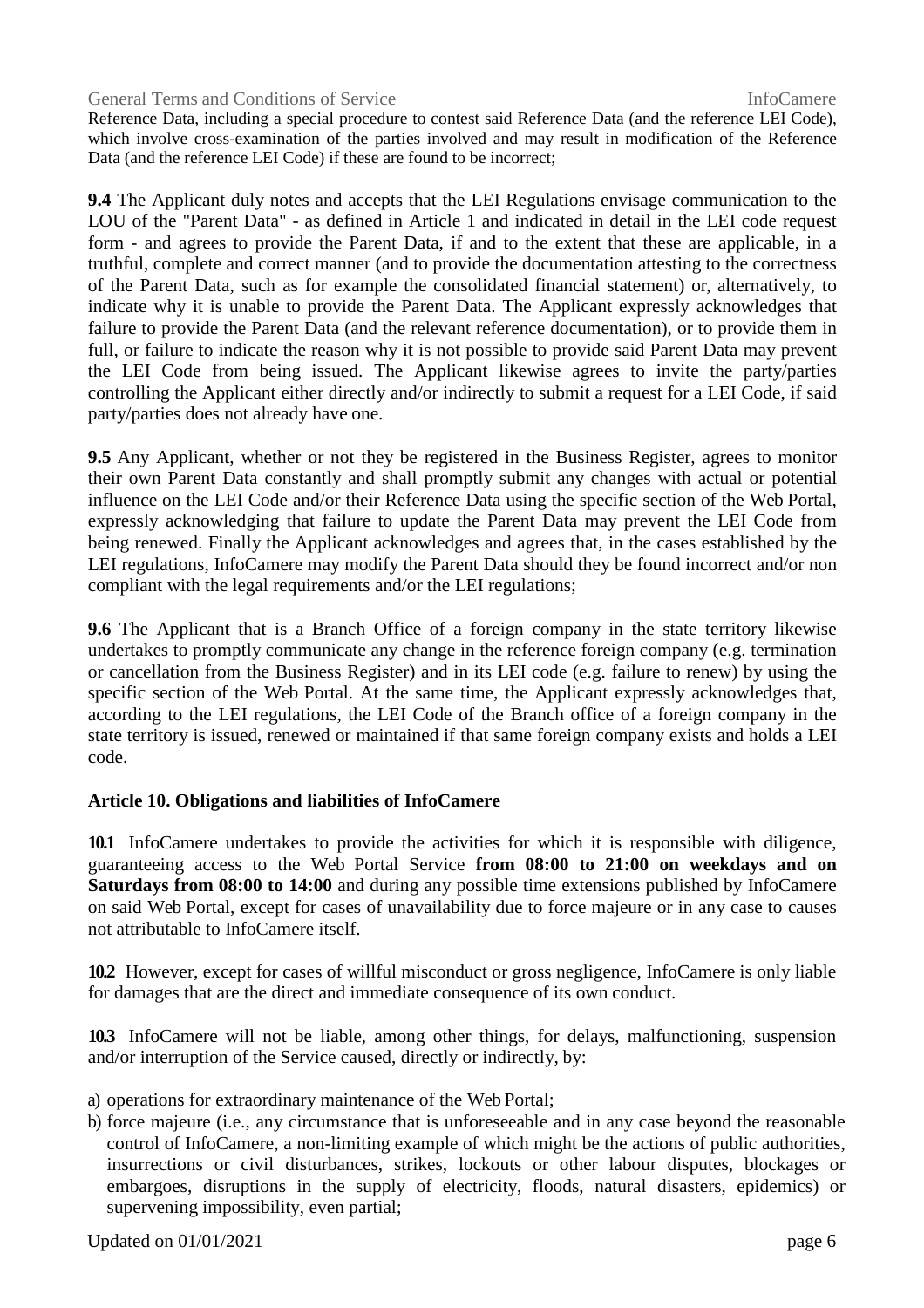Reference Data, including a special procedure to contest said Reference Data (and the reference LEI Code), which involve cross-examination of the parties involved and may result in modification of the Reference Data (and the reference LEI Code) if these are found to be incorrect;

**9.4** The Applicant duly notes and accepts that the LEI Regulations envisage communication to the LOU of the "Parent Data" - as defined in Article 1 and indicated in detail in the LEI code request form - and agrees to provide the Parent Data, if and to the extent that these are applicable, in a truthful, complete and correct manner (and to provide the documentation attesting to the correctness of the Parent Data, such as for example the consolidated financial statement) or, alternatively, to indicate why it is unable to provide the Parent Data. The Applicant expressly acknowledges that failure to provide the Parent Data (and the relevant reference documentation), or to provide them in full, or failure to indicate the reason why it is not possible to provide said Parent Data may prevent the LEI Code from being issued. The Applicant likewise agrees to invite the party/parties controlling the Applicant either directly and/or indirectly to submit a request for a LEI Code, if said party/parties does not already have one.

**9.5** Any Applicant, whether or not they be registered in the Business Register, agrees to monitor their own Parent Data constantly and shall promptly submit any changes with actual or potential influence on the LEI Code and/or their Reference Data using the specific section of the Web Portal, expressly acknowledging that failure to update the Parent Data may prevent the LEI Code from being renewed. Finally the Applicant acknowledges and agrees that, in the cases established by the LEI regulations, InfoCamere may modify the Parent Data should they be found incorrect and/or non compliant with the legal requirements and/or the LEI regulations;

**9.6** The Applicant that is a Branch Office of a foreign company in the state territory likewise undertakes to promptly communicate any change in the reference foreign company (e.g. termination or cancellation from the Business Register) and in its LEI code (e.g. failure to renew) by using the specific section of the Web Portal. At the same time, the Applicant expressly acknowledges that, according to the LEI regulations, the LEI Code of the Branch office of a foreign company in the state territory is issued, renewed or maintained if that same foreign company exists and holds a LEI code.

## Article 10. Obligations and liabilities of InfoCamere

**10.1** InfoCamere undertakes to provide the activities for which it is responsible with diligence, guaranteeing access to the Web Portal Service **from 08:00 to 21:00 on weekdays and on Saturdays from 08:00 to 14:00** and during any possible time extensions published by InfoCamere on said Web Portal, except for cases of unavailability due to force majeure or in any case to causes not attributable to InfoCamere itself.

**10.2** However, except for cases of willful misconduct or gross negligence, InfoCamere is only liable for damages that are the direct and immediate consequence of its own conduct.

**10.3** InfoCamere will not be liable, among other things, for delays, malfunctioning, suspension and/or interruption of the Service caused, directly or indirectly, by:

a) operations for extraordinary maintenance of the Web Portal;
b) force majeure (i.e., any circumstance that is unforeseeable and in any case beyond the reasonable control of InfoCamere, a non-limiting example of which might be the actions of public authorities, insurrections or civil disturbances, strikes, lockouts or other labour disputes, blockages or embargoes, disruptions in the supply of electricity, floods, natural disasters, epidemics) or supervening impossibility, even partial;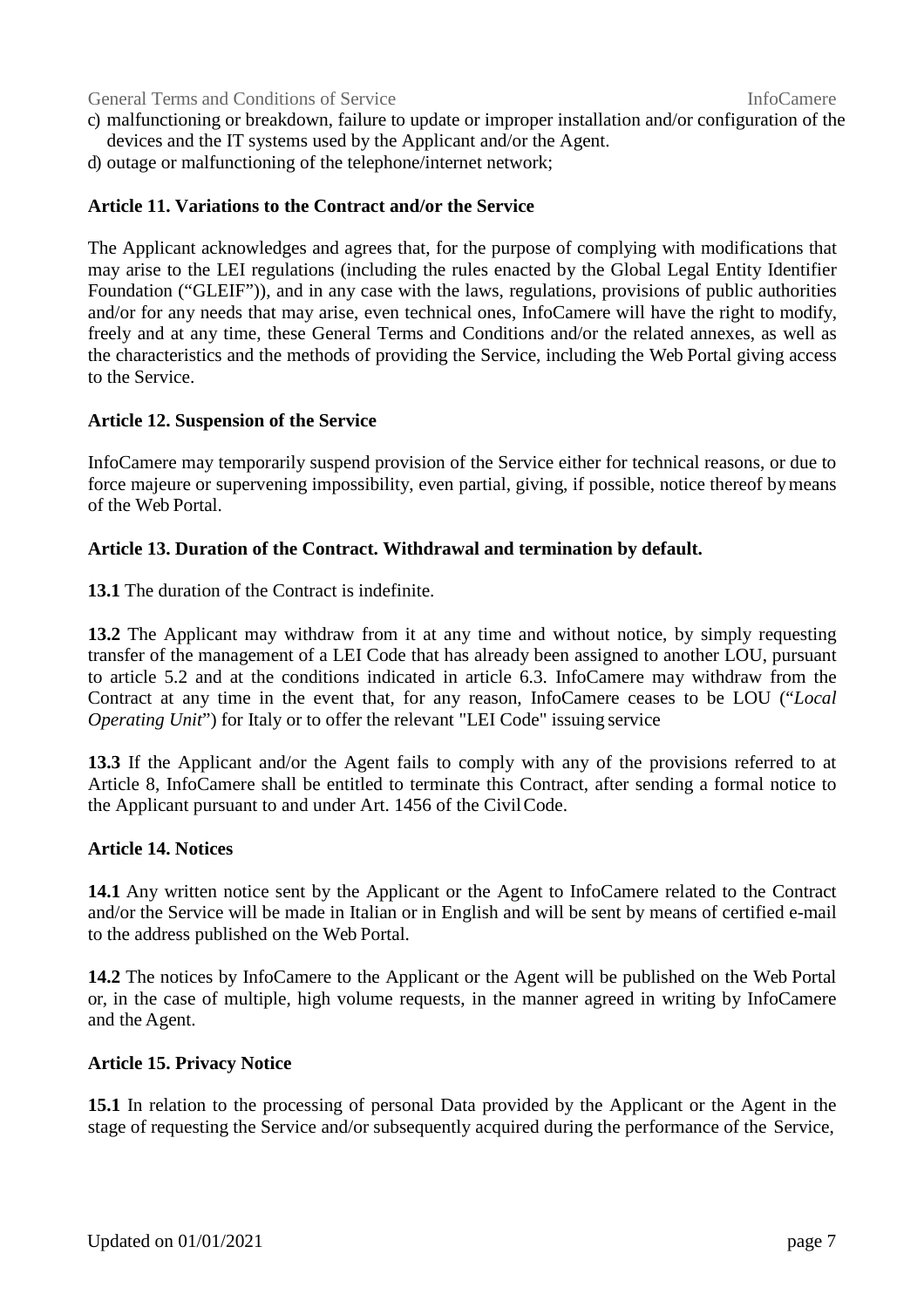c) malfunctioning or breakdown, failure to update or improper installation and/or configuration of the devices and the IT systems used by the Applicant and/or the Agent.
d) outage or malfunctioning of the telephone/internet network;

**Article 11. Variations to the Contract and/or the Service**

The Applicant acknowledges and agrees that, for the purpose of complying with modifications that may arise to the LEI regulations (including the rules enacted by the Global Legal Entity Identifier Foundation ("GLEIF")), and in any case with the laws, regulations, provisions of public authorities and/or for any needs that may arise, even technical ones, InfoCamere will have the right to modify, freely and at any time, these General Terms and Conditions and/or the related annexes, as well as the characteristics and the methods of providing the Service, including the Web Portal giving access to the Service.

**Article 12. Suspension of the Service**

InfoCamere may temporarily suspend provision of the Service either for technical reasons, or due to force majeure or supervening impossibility, even partial, giving, if possible, notice thereof by means of the Web Portal.

**Article 13. Duration of the Contract. Withdrawal and termination by default.**

**13.1** The duration of the Contract is indefinite.

**13.2** The Applicant may withdraw from it at any time and without notice, by simply requesting transfer of the management of a LEI Code that has already been assigned to another LOU, pursuant to article 5.2 and at the conditions indicated in article 6.3. InfoCamere may withdraw from the Contract at any time in the event that, for any reason, InfoCamere ceases to be LOU ("*Local Operating Unit*") for Italy or to offer the relevant "LEI Code" issuing service

**13.3** If the Applicant and/or the Agent fails to comply with any of the provisions referred to at Article 8, InfoCamere shall be entitled to terminate this Contract, after sending a formal notice to the Applicant pursuant to and under Art. 1456 of the Civil Code.

**Article 14. Notices**

**14.1** Any written notice sent by the Applicant or the Agent to InfoCamere related to the Contract and/or the Service will be made in Italian or in English and will be sent by means of certified e-mail to the address published on the Web Portal.

**14.2** The notices by InfoCamere to the Applicant or the Agent will be published on the Web Portal or, in the case of multiple, high volume requests, in the manner agreed in writing by InfoCamere and the Agent.

**Article 15. Privacy Notice**

**15.1** In relation to the processing of personal Data provided by the Applicant or the Agent in the stage of requesting the Service and/or subsequently acquired during the performance of the Service,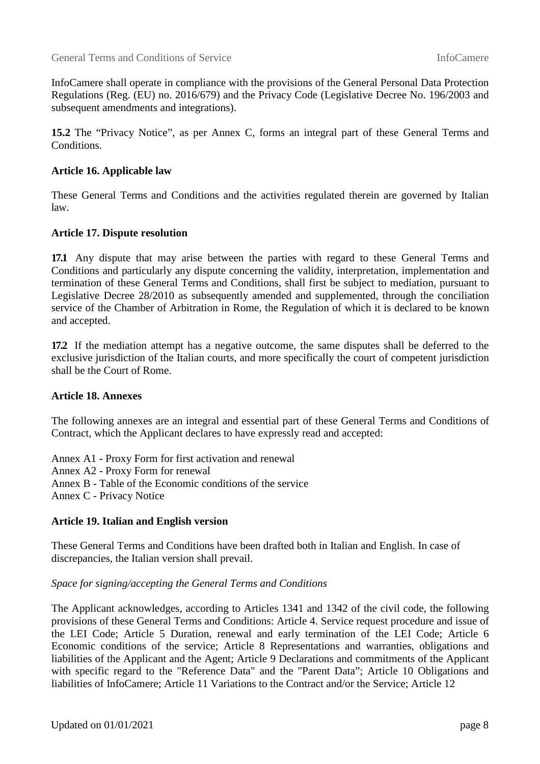InfoCamere shall operate in compliance with the provisions of the General Personal Data Protection Regulations (Reg. (EU) no. 2016/679) and the Privacy Code (Legislative Decree No. 196/2003 and subsequent amendments and integrations).

**15.2** The "Privacy Notice", as per Annex C, forms an integral part of these General Terms and Conditions.

**Article 16. Applicable law**

These General Terms and Conditions and the activities regulated therein are governed by Italian law.

**Article 17. Dispute resolution**

**17.1** Any dispute that may arise between the parties with regard to these General Terms and Conditions and particularly any dispute concerning the validity, interpretation, implementation and termination of these General Terms and Conditions, shall first be subject to mediation, pursuant to Legislative Decree 28/2010 as subsequently amended and supplemented, through the conciliation service of the Chamber of Arbitration in Rome, the Regulation of which it is declared to be known and accepted.

**17.2** If the mediation attempt has a negative outcome, the same disputes shall be deferred to the exclusive jurisdiction of the Italian courts, and more specifically the court of competent jurisdiction shall be the Court of Rome.

**Article 18. Annexes**

The following annexes are an integral and essential part of these General Terms and Conditions of Contract, which the Applicant declares to have expressly read and accepted:

Annex A1 - Proxy Form for first activation and renewal
Annex A2 - Proxy Form for renewal
Annex B - Table of the Economic conditions of the service
Annex C - Privacy Notice

**Article 19. Italian and English version**

These General Terms and Conditions have been drafted both in Italian and English. In case of discrepancies, the Italian version shall prevail.

*Space for signing/accepting the General Terms and Conditions*

The Applicant acknowledges, according to Articles 1341 and 1342 of the civil code, the following provisions of these General Terms and Conditions: Article 4. Service request procedure and issue of the LEI Code; Article 5 Duration, renewal and early termination of the LEI Code; Article 6 Economic conditions of the service; Article 8 Representations and warranties, obligations and liabilities of the Applicant and the Agent; Article 9 Declarations and commitments of the Applicant with specific regard to the "Reference Data" and the "Parent Data"; Article 10 Obligations and liabilities of InfoCamere; Article 11 Variations to the Contract and/or the Service; Article 12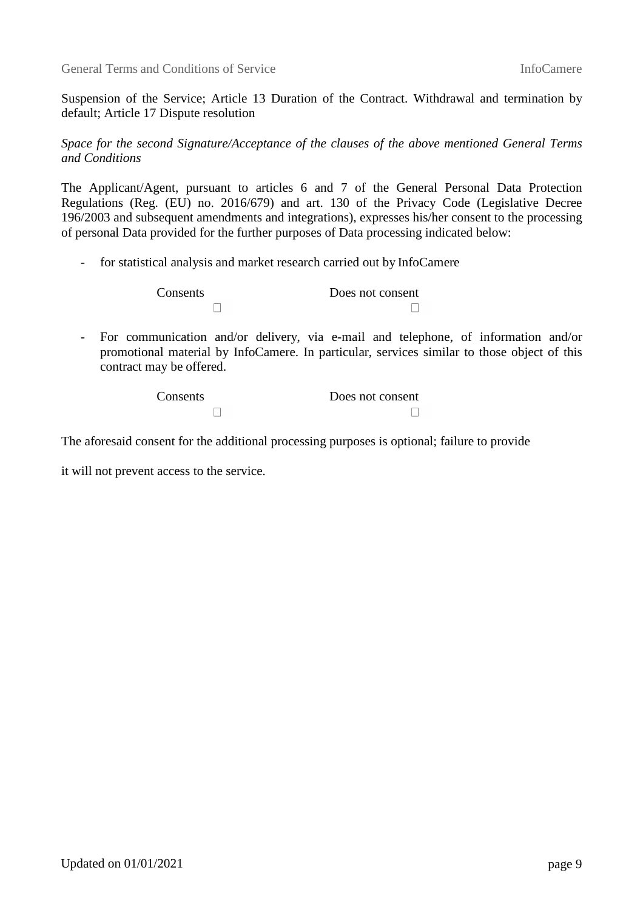Suspension of the Service; Article 13 Duration of the Contract. Withdrawal and termination by default; Article 17 Dispute resolution

*Space for the second Signature/Acceptance of the clauses of the above mentioned General Terms and Conditions*

The Applicant/Agent, pursuant to articles 6 and 7 of the General Personal Data Protection Regulations (Reg. (EU) no. 2016/679) and art. 130 of the Privacy Code (Legislative Decree 196/2003 and subsequent amendments and integrations), expresses his/her consent to the processing of personal Data provided for the further purposes of Data processing indicated below:

- for statistical analysis and market research carried out by InfoCamere

| Consents | Does not consent |
|---|---|
| ☐ | ☐ |

- For communication and/or delivery, via e-mail and telephone, of information and/or promotional material by InfoCamere. In particular, services similar to those object of this contract may be offered.

| Consents | Does not consent |
|---|---|
| ☐ | ☐ |

The aforesaid consent for the additional processing purposes is optional; failure to provide

it will not prevent access to the service.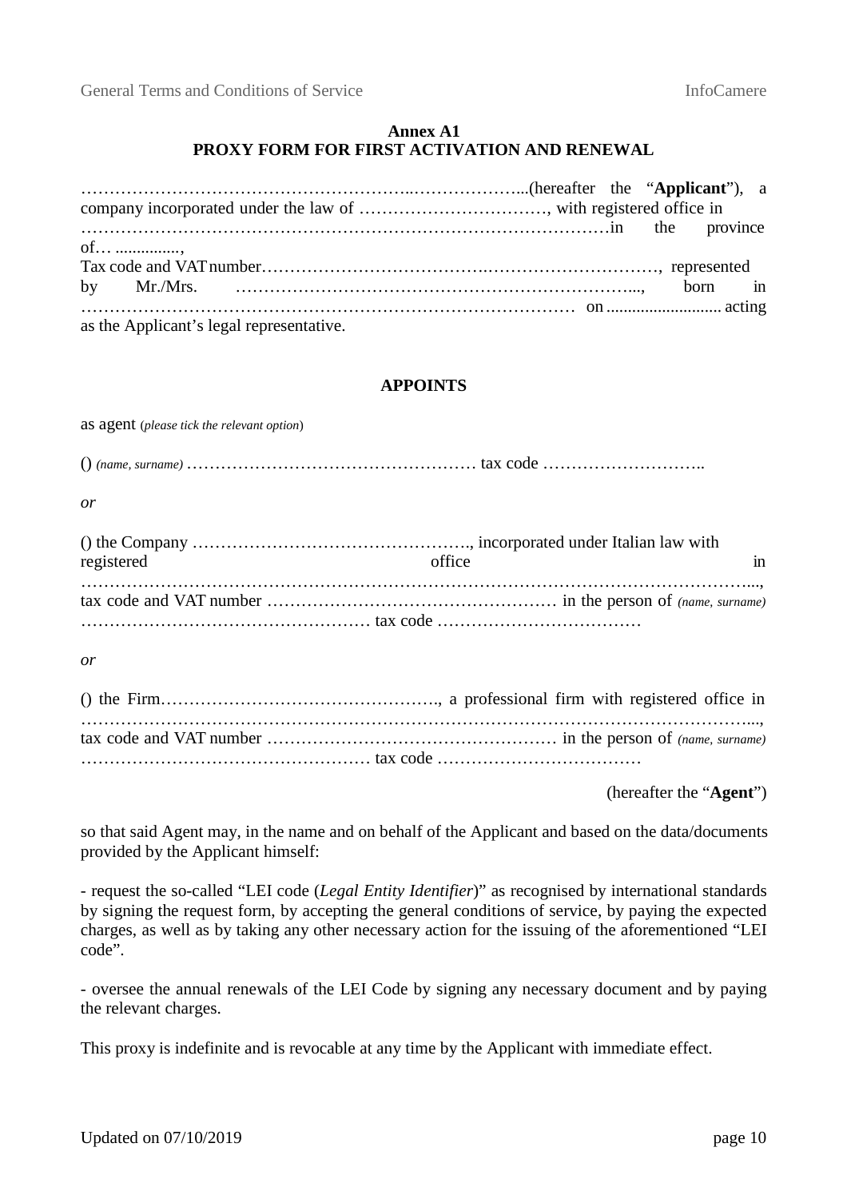**Annex A1**
**PROXY FORM FOR FIRST ACTIVATION AND RENEWAL**

…………………………………………………..………………...(hereafter the "**Applicant**"), a company incorporated under the law of ……………………………, with registered office in ………………………………………………………………………………in the province of… ..............., Tax code and VAT number…………………………………….…………………………, represented by Mr./Mrs. …………………………………………………………..., born in …………………………………………………………………………… on ........................... acting as the Applicant's legal representative.

**APPOINTS**

as agent (*please tick the relevant option*)

() *(name, surname)* …………………………………………… tax code ………………………..

*or*

() the Company …………………………………………., incorporated under Italian law with registered office in ……………………………………………………………………………………………………..., tax code and VAT number …………………………………………… in the person of *(name, surname)* …………………………………………… tax code ………………………………

*or*

() the Firm…………………………………………., a professional firm with registered office in ……………………………………………………………………………………………………..., tax code and VAT number …………………………………………… in the person of *(name, surname)* …………………………………………… tax code ………………………………

(hereafter the "**Agent**")

so that said Agent may, in the name and on behalf of the Applicant and based on the data/documents provided by the Applicant himself:

- request the so-called "LEI code (*Legal Entity Identifier*)" as recognised by international standards by signing the request form, by accepting the general conditions of service, by paying the expected charges, as well as by taking any other necessary action for the issuing of the aforementioned "LEI code".

- oversee the annual renewals of the LEI Code by signing any necessary document and by paying the relevant charges.

This proxy is indefinite and is revocable at any time by the Applicant with immediate effect.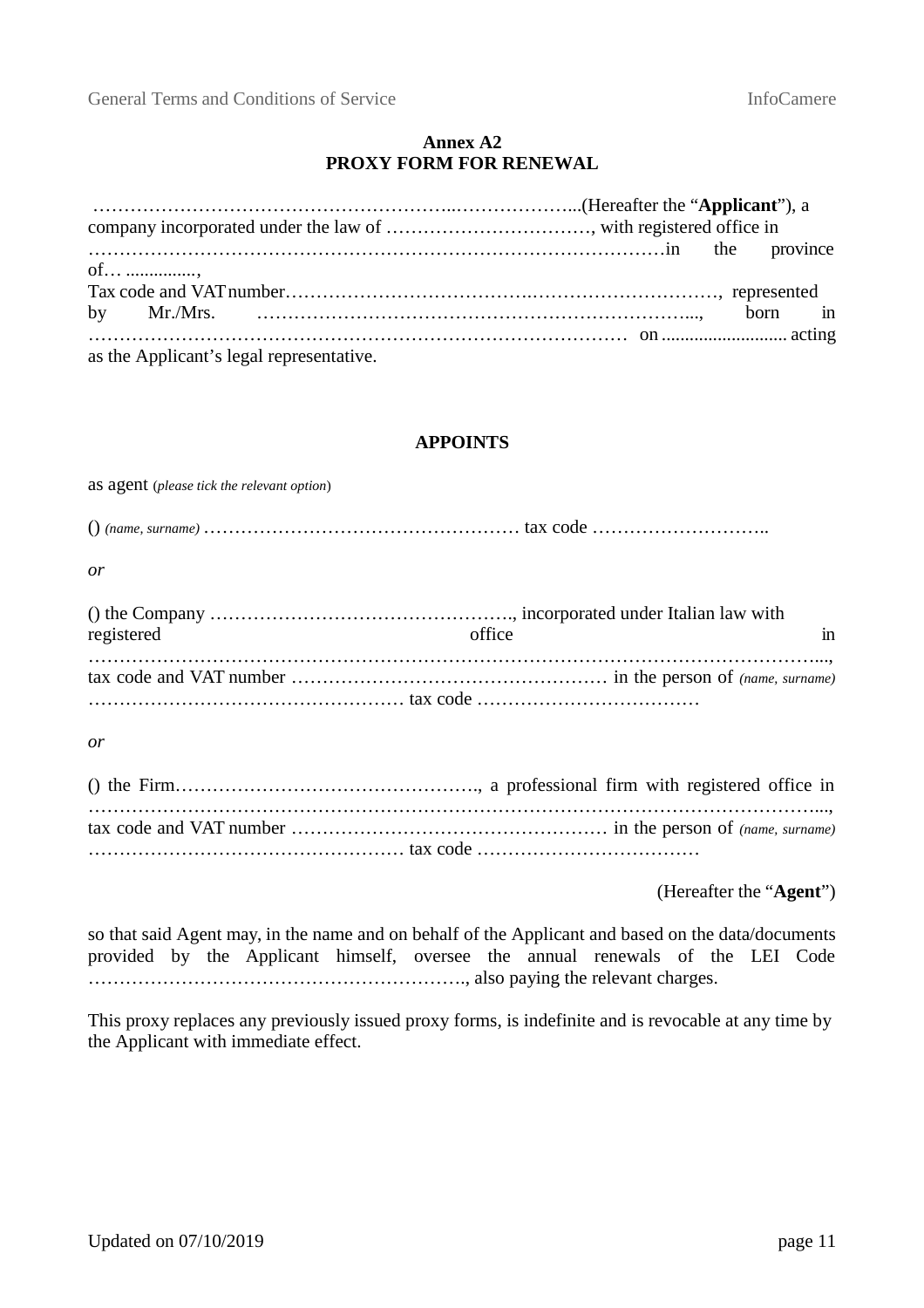**Annex A2**
**PROXY FORM FOR RENEWAL**

…………………………………………………...………………...(Hereafter the "**Applicant**"), a company incorporated under the law of ……………………………, with registered office in ………………………………………………………………………………in the province of… ..............,
Tax code and VAT number……………………………….…………………………, represented by Mr./Mrs. ……………………………………………………………..., born in …………………………………………………………………………… on .......................... acting as the Applicant's legal representative.

**APPOINTS**

as agent (*please tick the relevant option*)

() *(name, surname)* …………………………………………… tax code ………………………..

*or*

() the Company …………………………………………., incorporated under Italian law with registered office in ……………………………………………………………………………………………………..., tax code and VAT number …………………………………………… in the person of *(name, surname)* …………………………………………… tax code ………………………………

*or*

() the Firm…………………………………………., a professional firm with registered office in ……………………………………………………………………………………………………..., tax code and VAT number …………………………………………… in the person of *(name, surname)* …………………………………………… tax code ………………………………

(Hereafter the "**Agent**")

so that said Agent may, in the name and on behalf of the Applicant and based on the data/documents provided by the Applicant himself, oversee the annual renewals of the LEI Code ……………………………………………………., also paying the relevant charges.

This proxy replaces any previously issued proxy forms, is indefinite and is revocable at any time by the Applicant with immediate effect.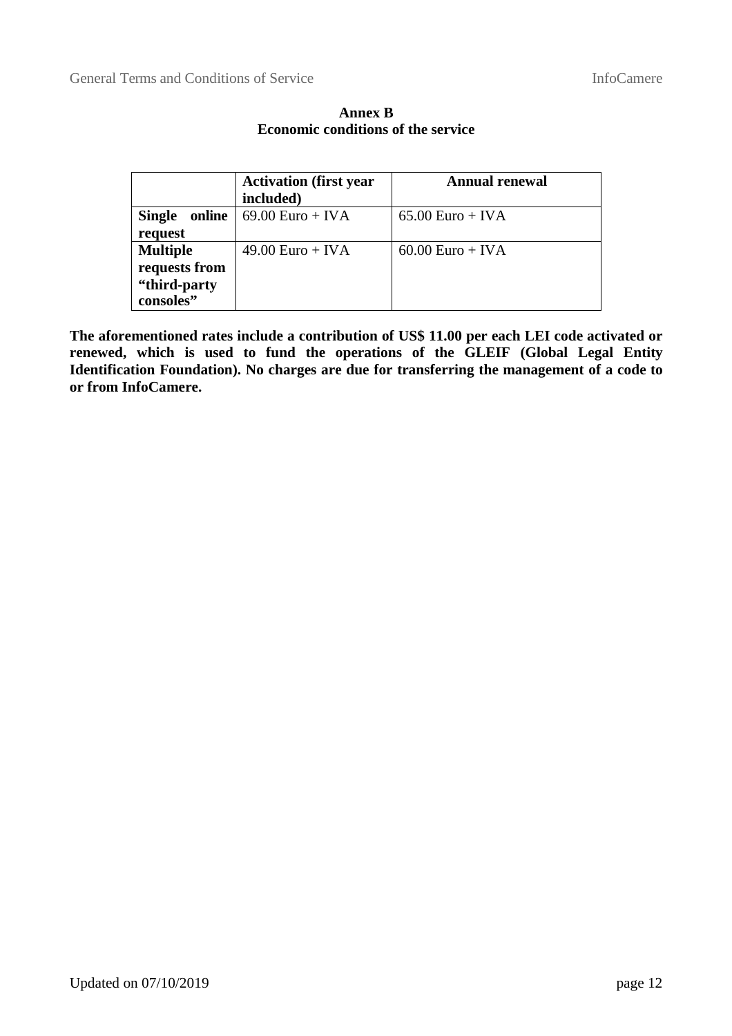# Annex B
## Economic conditions of the service

| | Activation (first year included) | Annual renewal |
|---|---|---|
| **Single online request** | 69.00 Euro + IVA | 65.00 Euro + IVA |
| **Multiple requests from "third-party consoles"** | 49.00 Euro + IVA | 60.00 Euro + IVA |

**The aforementioned rates include a contribution of US$ 11.00 per each LEI code activated or renewed, which is used to fund the operations of the GLEIF (Global Legal Entity Identification Foundation). No charges are due for transferring the management of a code to or from InfoCamere.**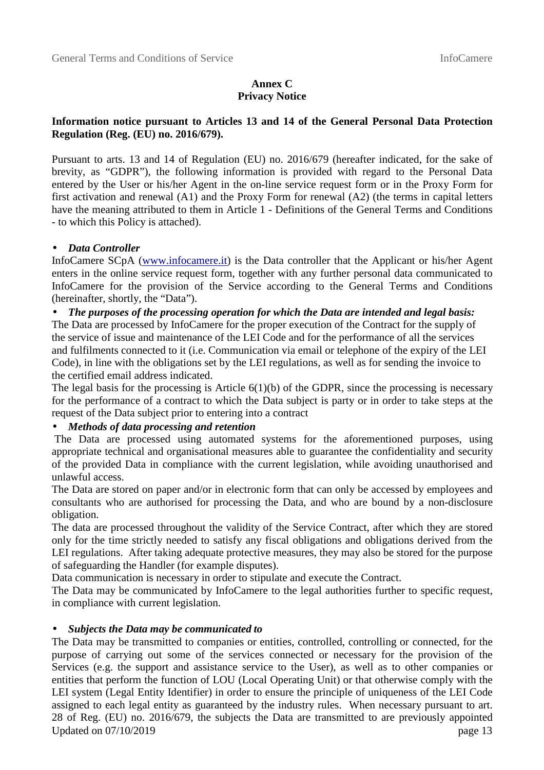**Annex C**
**Privacy Notice**

**Information notice pursuant to Articles 13 and 14 of the General Personal Data Protection Regulation (Reg. (EU) no. 2016/679).**

Pursuant to arts. 13 and 14 of Regulation (EU) no. 2016/679 (hereafter indicated, for the sake of brevity, as "GDPR"), the following information is provided with regard to the Personal Data entered by the User or his/her Agent in the on-line service request form or in the Proxy Form for first activation and renewal (A1) and the Proxy Form for renewal (A2) (the terms in capital letters have the meaning attributed to them in Article 1 - Definitions of the General Terms and Conditions - to which this Policy is attached).

- ***Data Controller***

InfoCamere SCpA (www.infocamere.it) is the Data controller that the Applicant or his/her Agent enters in the online service request form, together with any further personal data communicated to InfoCamere for the provision of the Service according to the General Terms and Conditions (hereinafter, shortly, the "Data").

- ***The purposes of the processing operation for which the Data are intended and legal basis:***

The Data are processed by InfoCamere for the proper execution of the Contract for the supply of the service of issue and maintenance of the LEI Code and for the performance of all the services and fulfilments connected to it (i.e. Communication via email or telephone of the expiry of the LEI Code), in line with the obligations set by the LEI regulations, as well as for sending the invoice to the certified email address indicated.

The legal basis for the processing is Article 6(1)(b) of the GDPR, since the processing is necessary for the performance of a contract to which the Data subject is party or in order to take steps at the request of the Data subject prior to entering into a contract

- ***Methods of data processing and retention***

The Data are processed using automated systems for the aforementioned purposes, using appropriate technical and organisational measures able to guarantee the confidentiality and security of the provided Data in compliance with the current legislation, while avoiding unauthorised and unlawful access.

The Data are stored on paper and/or in electronic form that can only be accessed by employees and consultants who are authorised for processing the Data, and who are bound by a non-disclosure obligation.

The data are processed throughout the validity of the Service Contract, after which they are stored only for the time strictly needed to satisfy any fiscal obligations and obligations derived from the LEI regulations. After taking adequate protective measures, they may also be stored for the purpose of safeguarding the Handler (for example disputes).

Data communication is necessary in order to stipulate and execute the Contract.

The Data may be communicated by InfoCamere to the legal authorities further to specific request, in compliance with current legislation.

- ***Subjects the Data may be communicated to***

The Data may be transmitted to companies or entities, controlled, controlling or connected, for the purpose of carrying out some of the services connected or necessary for the provision of the Services (e.g. the support and assistance service to the User), as well as to other companies or entities that perform the function of LOU (Local Operating Unit) or that otherwise comply with the LEI system (Legal Entity Identifier) in order to ensure the principle of uniqueness of the LEI Code assigned to each legal entity as guaranteed by the industry rules. When necessary pursuant to art. 28 of Reg. (EU) no. 2016/679, the subjects the Data are transmitted to are previously appointed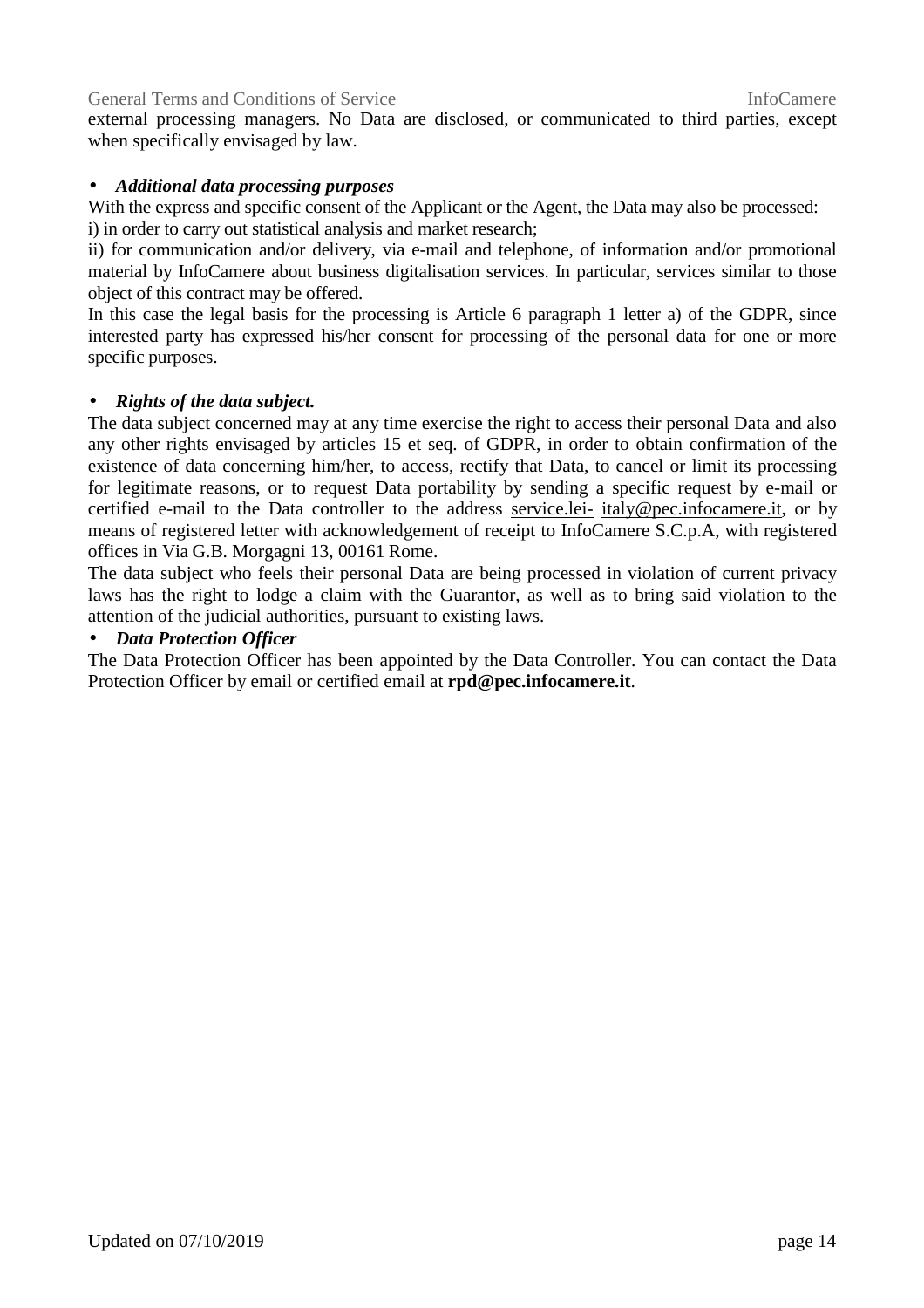external processing managers. No Data are disclosed, or communicated to third parties, except when specifically envisaged by law.

- ***Additional data processing purposes***

With the express and specific consent of the Applicant or the Agent, the Data may also be processed:
i) in order to carry out statistical analysis and market research;
ii) for communication and/or delivery, via e-mail and telephone, of information and/or promotional material by InfoCamere about business digitalisation services. In particular, services similar to those object of this contract may be offered.
In this case the legal basis for the processing is Article 6 paragraph 1 letter a) of the GDPR, since interested party has expressed his/her consent for processing of the personal data for one or more specific purposes.

- ***Rights of the data subject.***

The data subject concerned may at any time exercise the right to access their personal Data and also any other rights envisaged by articles 15 et seq. of GDPR, in order to obtain confirmation of the existence of data concerning him/her, to access, rectify that Data, to cancel or limit its processing for legitimate reasons, or to request Data portability by sending a specific request by e-mail or certified e-mail to the Data controller to the address service.lei- italy@pec.infocamere.it, or by means of registered letter with acknowledgement of receipt to InfoCamere S.C.p.A, with registered offices in Via G.B. Morgagni 13, 00161 Rome.
The data subject who feels their personal Data are being processed in violation of current privacy laws has the right to lodge a claim with the Guarantor, as well as to bring said violation to the attention of the judicial authorities, pursuant to existing laws.

- ***Data Protection Officer***

The Data Protection Officer has been appointed by the Data Controller. You can contact the Data Protection Officer by email or certified email at **rpd@pec.infocamere.it**.